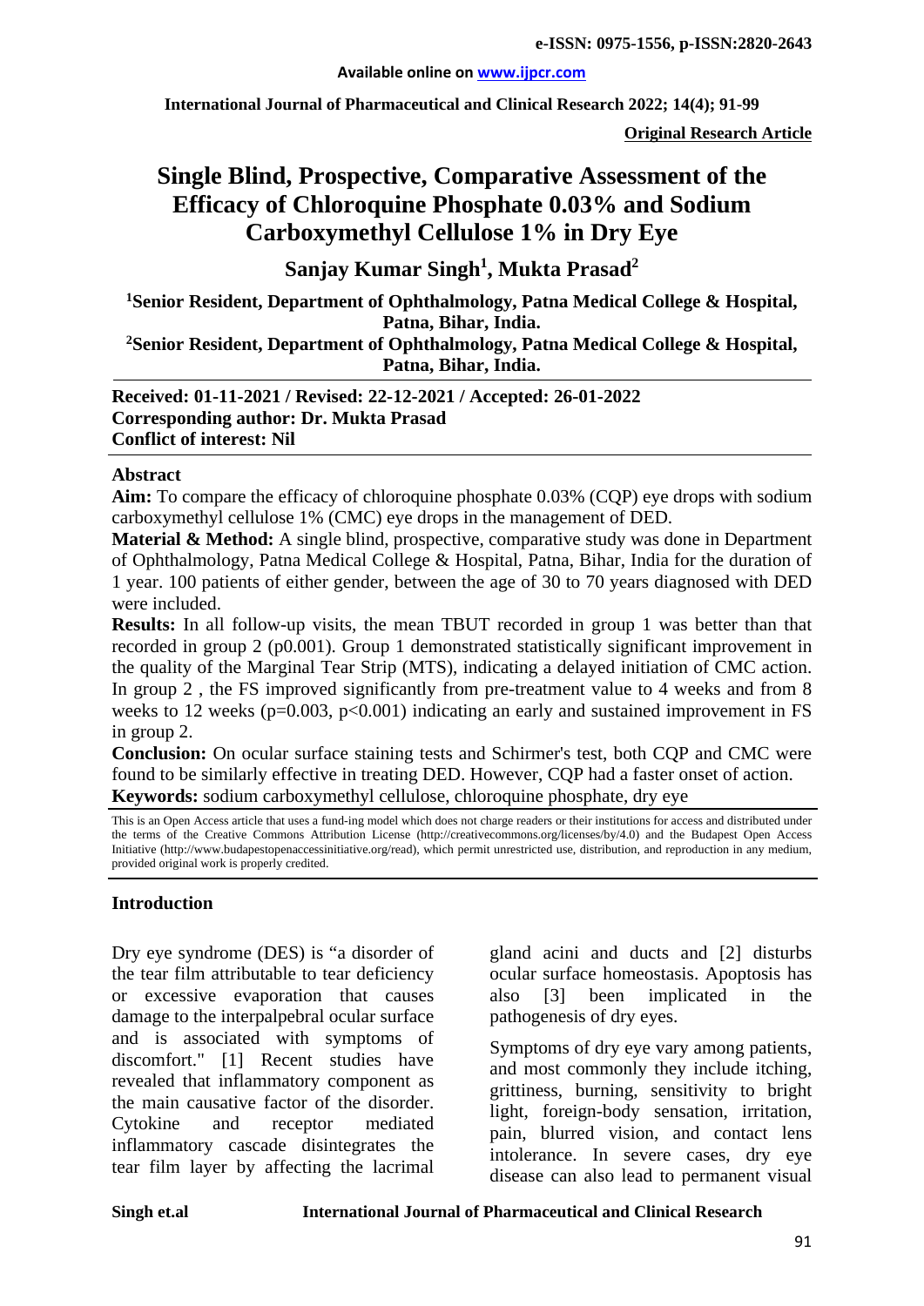e-ISSN: 0975-1556, p-ISSN:2820-2643

Available online on www.ijpcr.com

**Original Research Article**

# Single Blind, Prospective, Comparative Assessment of the Efficacy of Chloroquine Phosphate 0.03% and Sodium Carboxymethyl Cellulose 1% in Dry Eye

**Sanjay Kumar Singh[1], Mukta Prasad[2]**

**[1]Senior Resident, Department of Ophthalmology, Patna Medical College & Hospital, Patna, Bihar, India.**

**[2]Senior Resident, Department of Ophthalmology, Patna Medical College & Hospital, Patna, Bihar, India.**

**Received: 01-11-2021 / Revised: 22-12-2021 / Accepted: 26-01-2022**
**Corresponding author: Dr. Mukta Prasad**
**Conflict of interest: Nil**

## Abstract

**Aim:** To compare the efficacy of chloroquine phosphate 0.03% (CQP) eye drops with sodium carboxymethyl cellulose 1% (CMC) eye drops in the management of DED.

**Material & Method:** A single blind, prospective, comparative study was done in Department of Ophthalmology, Patna Medical College & Hospital, Patna, Bihar, India for the duration of 1 year. 100 patients of either gender, between the age of 30 to 70 years diagnosed with DED were included.

**Results:** In all follow-up visits, the mean TBUT recorded in group 1 was better than that recorded in group 2 (p0.001). Group 1 demonstrated statistically significant improvement in the quality of the Marginal Tear Strip (MTS), indicating a delayed initiation of CMC action. In group 2 , the FS improved significantly from pre-treatment value to 4 weeks and from 8 weeks to 12 weeks (p=0.003, p<0.001) indicating an early and sustained improvement in FS in group 2.

**Conclusion:** On ocular surface staining tests and Schirmer's test, both CQP and CMC were found to be similarly effective in treating DED. However, CQP had a faster onset of action.

**Keywords:** sodium carboxymethyl cellulose, chloroquine phosphate, dry eye

This is an Open Access article that uses a fund-ing model which does not charge readers or their institutions for access and distributed under the terms of the Creative Commons Attribution License (http://creativecommons.org/licenses/by/4.0) and the Budapest Open Access Initiative (http://www.budapestopenaccessinitiative.org/read), which permit unrestricted use, distribution, and reproduction in any medium, provided original work is properly credited.

## Introduction

Dry eye syndrome (DES) is "a disorder of the tear film attributable to tear deficiency or excessive evaporation that causes damage to the interpalpebral ocular surface and is associated with symptoms of discomfort." [1] Recent studies have revealed that inflammatory component as the main causative factor of the disorder. Cytokine and receptor mediated inflammatory cascade disintegrates the tear film layer by affecting the lacrimal gland acini and ducts and [2] disturbs ocular surface homeostasis. Apoptosis has also [3] been implicated in the pathogenesis of dry eyes.

Symptoms of dry eye vary among patients, and most commonly they include itching, grittiness, burning, sensitivity to bright light, foreign-body sensation, irritation, pain, blurred vision, and contact lens intolerance. In severe cases, dry eye disease can also lead to permanent visual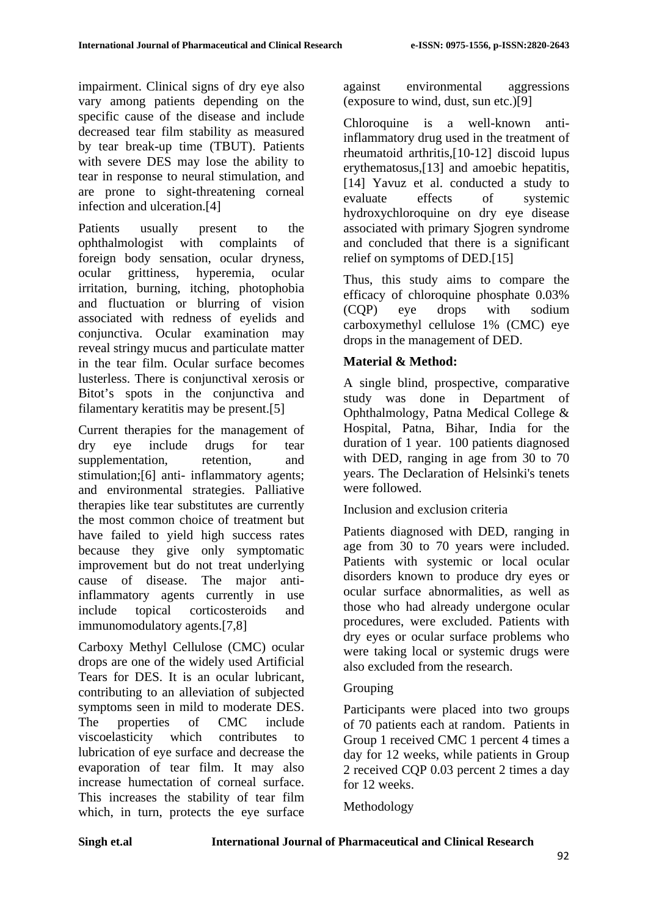impairment. Clinical signs of dry eye also vary among patients depending on the specific cause of the disease and include decreased tear film stability as measured by tear break-up time (TBUT). Patients with severe DES may lose the ability to tear in response to neural stimulation, and are prone to sight-threatening corneal infection and ulceration.[4]

Patients usually present to the ophthalmologist with complaints of foreign body sensation, ocular dryness, ocular grittiness, hyperemia, ocular irritation, burning, itching, photophobia and fluctuation or blurring of vision associated with redness of eyelids and conjunctiva. Ocular examination may reveal stringy mucus and particulate matter in the tear film. Ocular surface becomes lusterless. There is conjunctival xerosis or Bitot's spots in the conjunctiva and filamentary keratitis may be present.[5]

Current therapies for the management of dry eye include drugs for tear supplementation, retention, and stimulation;[6] anti- inflammatory agents; and environmental strategies. Palliative therapies like tear substitutes are currently the most common choice of treatment but have failed to yield high success rates because they give only symptomatic improvement but do not treat underlying cause of disease. The major anti-inflammatory agents currently in use include topical corticosteroids and immunomodulatory agents.[7,8]

Carboxy Methyl Cellulose (CMC) ocular drops are one of the widely used Artificial Tears for DES. It is an ocular lubricant, contributing to an alleviation of subjected symptoms seen in mild to moderate DES. The properties of CMC include viscoelasticity which contributes to lubrication of eye surface and decrease the evaporation of tear film. It may also increase humectation of corneal surface. This increases the stability of tear film which, in turn, protects the eye surface against environmental aggressions (exposure to wind, dust, sun etc.)[9]

Chloroquine is a well-known anti-inflammatory drug used in the treatment of rheumatoid arthritis,[10-12] discoid lupus erythematosus,[13] and amoebic hepatitis,[14] Yavuz et al. conducted a study to evaluate effects of systemic hydroxychloroquine on dry eye disease associated with primary Sjogren syndrome and concluded that there is a significant relief on symptoms of DED.[15]

Thus, this study aims to compare the efficacy of chloroquine phosphate 0.03% (CQP) eye drops with sodium carboxymethyl cellulose 1% (CMC) eye drops in the management of DED.

## Material & Method:

A single blind, prospective, comparative study was done in Department of Ophthalmology, Patna Medical College & Hospital, Patna, Bihar, India for the duration of 1 year. 100 patients diagnosed with DED, ranging in age from 30 to 70 years. The Declaration of Helsinki's tenets were followed.

Inclusion and exclusion criteria

Patients diagnosed with DED, ranging in age from 30 to 70 years were included. Patients with systemic or local ocular disorders known to produce dry eyes or ocular surface abnormalities, as well as those who had already undergone ocular procedures, were excluded. Patients with dry eyes or ocular surface problems who were taking local or systemic drugs were also excluded from the research.

Grouping

Participants were placed into two groups of 70 patients each at random. Patients in Group 1 received CMC 1 percent 4 times a day for 12 weeks, while patients in Group 2 received CQP 0.03 percent 2 times a day for 12 weeks.

Methodology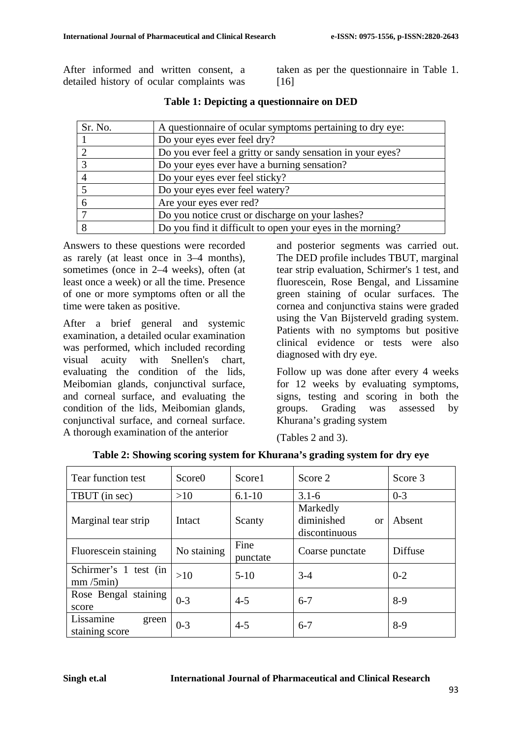After informed and written consent, a detailed history of ocular complaints was taken as per the questionnaire in Table 1. [16]

**Table 1: Depicting a questionnaire on DED**

| Sr. No. | A questionnaire of ocular symptoms pertaining to dry eye: |
|---|---|
| 1 | Do your eyes ever feel dry? |
| 2 | Do you ever feel a gritty or sandy sensation in your eyes? |
| 3 | Do your eyes ever have a burning sensation? |
| 4 | Do your eyes ever feel sticky? |
| 5 | Do your eyes ever feel watery? |
| 6 | Are your eyes ever red? |
| 7 | Do you notice crust or discharge on your lashes? |
| 8 | Do you find it difficult to open your eyes in the morning? |

Answers to these questions were recorded as rarely (at least once in 3–4 months), sometimes (once in 2–4 weeks), often (at least once a week) or all the time. Presence of one or more symptoms often or all the time were taken as positive.

After a brief general and systemic examination, a detailed ocular examination was performed, which included recording visual acuity with Snellen's chart, evaluating the condition of the lids, Meibomian glands, conjunctival surface, and corneal surface, and evaluating the condition of the lids, Meibomian glands, conjunctival surface, and corneal surface. A thorough examination of the anterior and posterior segments was carried out. The DED profile includes TBUT, marginal tear strip evaluation, Schirmer's 1 test, and fluorescein, Rose Bengal, and Lissamine green staining of ocular surfaces. The cornea and conjunctiva stains were graded using the Van Bijsterveld grading system. Patients with no symptoms but positive clinical evidence or tests were also diagnosed with dry eye.

Follow up was done after every 4 weeks for 12 weeks by evaluating symptoms, signs, testing and scoring in both the groups. Grading was assessed by Khurana's grading system

(Tables 2 and 3).

**Table 2: Showing scoring system for Khurana's grading system for dry eye**

| Tear function test | Score0 | Score1 | Score 2 | Score 3 |
|---|---|---|---|---|
| TBUT (in sec) | >10 | 6.1-10 | 3.1-6 | 0-3 |
| Marginal tear strip | Intact | Scanty | Markedly diminished or discontinuous | Absent |
| Fluorescein staining | No staining | Fine punctate | Coarse punctate | Diffuse |
| Schirmer's 1 test (in mm /5min) | >10 | 5-10 | 3-4 | 0-2 |
| Rose Bengal staining score | 0-3 | 4-5 | 6-7 | 8-9 |
| Lissamine green staining score | 0-3 | 4-5 | 6-7 | 8-9 |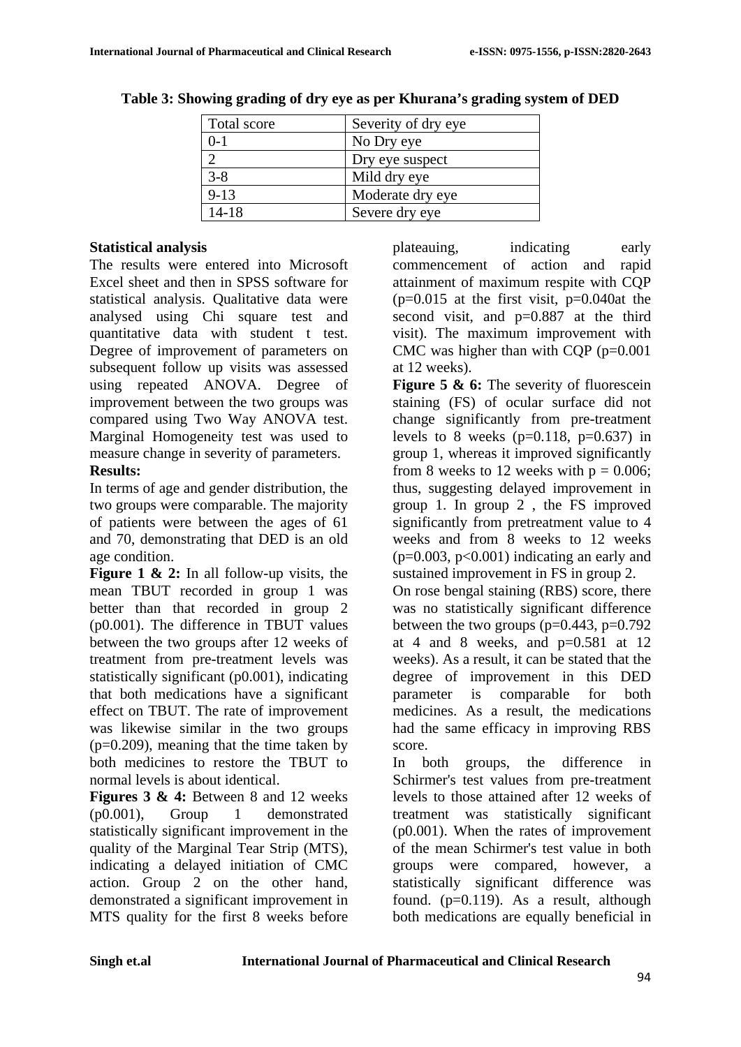**Table 3: Showing grading of dry eye as per Khurana's grading system of DED**

| Total score | Severity of dry eye |
|---|---|
| 0-1 | No Dry eye |
| 2 | Dry eye suspect |
| 3-8 | Mild dry eye |
| 9-13 | Moderate dry eye |
| 14-18 | Severe dry eye |

**Statistical analysis**

The results were entered into Microsoft Excel sheet and then in SPSS software for statistical analysis. Qualitative data were analysed using Chi square test and quantitative data with student t test. Degree of improvement of parameters on subsequent follow up visits was assessed using repeated ANOVA. Degree of improvement between the two groups was compared using Two Way ANOVA test. Marginal Homogeneity test was used to measure change in severity of parameters.

**Results:**

In terms of age and gender distribution, the two groups were comparable. The majority of patients were between the ages of 61 and 70, demonstrating that DED is an old age condition.

**Figure 1 & 2:** In all follow-up visits, the mean TBUT recorded in group 1 was better than that recorded in group 2 (p0.001). The difference in TBUT values between the two groups after 12 weeks of treatment from pre-treatment levels was statistically significant (p0.001), indicating that both medications have a significant effect on TBUT. The rate of improvement was likewise similar in the two groups (p=0.209), meaning that the time taken by both medicines to restore the TBUT to normal levels is about identical.

**Figures 3 & 4:** Between 8 and 12 weeks (p0.001), Group 1 demonstrated statistically significant improvement in the quality of the Marginal Tear Strip (MTS), indicating a delayed initiation of CMC action. Group 2 on the other hand, demonstrated a significant improvement in MTS quality for the first 8 weeks before plateauing, indicating early commencement of action and rapid attainment of maximum respite with CQP (p=0.015 at the first visit, p=0.040at the second visit, and p=0.887 at the third visit). The maximum improvement with CMC was higher than with CQP (p=0.001 at 12 weeks).

**Figure 5 & 6:** The severity of fluorescein staining (FS) of ocular surface did not change significantly from pre-treatment levels to 8 weeks (p=0.118, p=0.637) in group 1, whereas it improved significantly from 8 weeks to 12 weeks with p = 0.006; thus, suggesting delayed improvement in group 1. In group 2 , the FS improved significantly from pretreatment value to 4 weeks and from 8 weeks to 12 weeks (p=0.003, p<0.001) indicating an early and sustained improvement in FS in group 2.

On rose bengal staining (RBS) score, there was no statistically significant difference between the two groups (p=0.443, p=0.792 at 4 and 8 weeks, and p=0.581 at 12 weeks). As a result, it can be stated that the degree of improvement in this DED parameter is comparable for both medicines. As a result, the medications had the same efficacy in improving RBS score.

In both groups, the difference in Schirmer's test values from pre-treatment levels to those attained after 12 weeks of treatment was statistically significant (p0.001). When the rates of improvement of the mean Schirmer's test value in both groups were compared, however, a statistically significant difference was found. (p=0.119). As a result, although both medications are equally beneficial in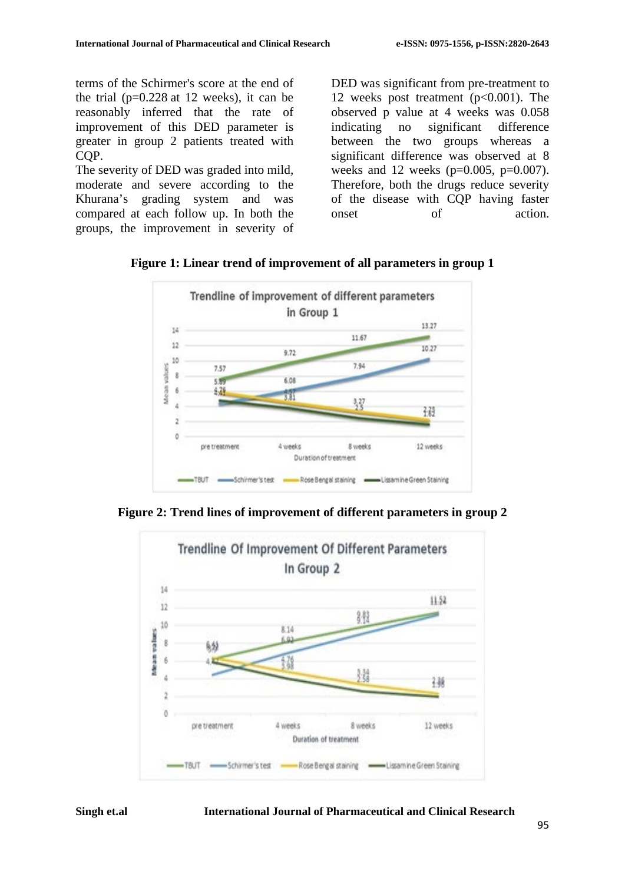terms of the Schirmer's score at the end of the trial (p=0.228 at 12 weeks), it can be reasonably inferred that the rate of improvement of this DED parameter is greater in group 2 patients treated with CQP.

The severity of DED was graded into mild, moderate and severe according to the Khurana's grading system and was compared at each follow up. In both the groups, the improvement in severity of DED was significant from pre-treatment to 12 weeks post treatment (p<0.001). The observed p value at 4 weeks was 0.058 indicating no significant difference between the two groups whereas a significant difference was observed at 8 weeks and 12 weeks (p=0.005, p=0.007). Therefore, both the drugs reduce severity of the disease with CQP having faster onset of action.

**Figure 1: Linear trend of improvement of all parameters in group 1**

**Figure 2: Trend lines of improvement of different parameters in group 2**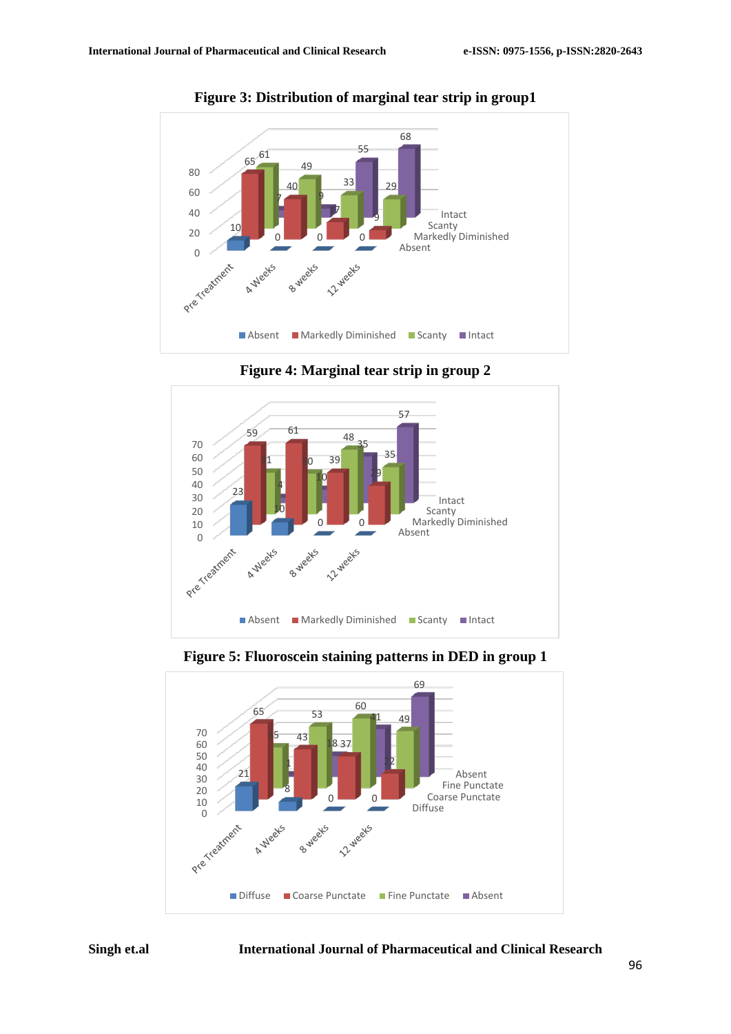**Figure 3: Distribution of marginal tear strip in group1**

**Figure 4: Marginal tear strip in group 2**

**Figure 5: Fluoroscein staining patterns in DED in group 1**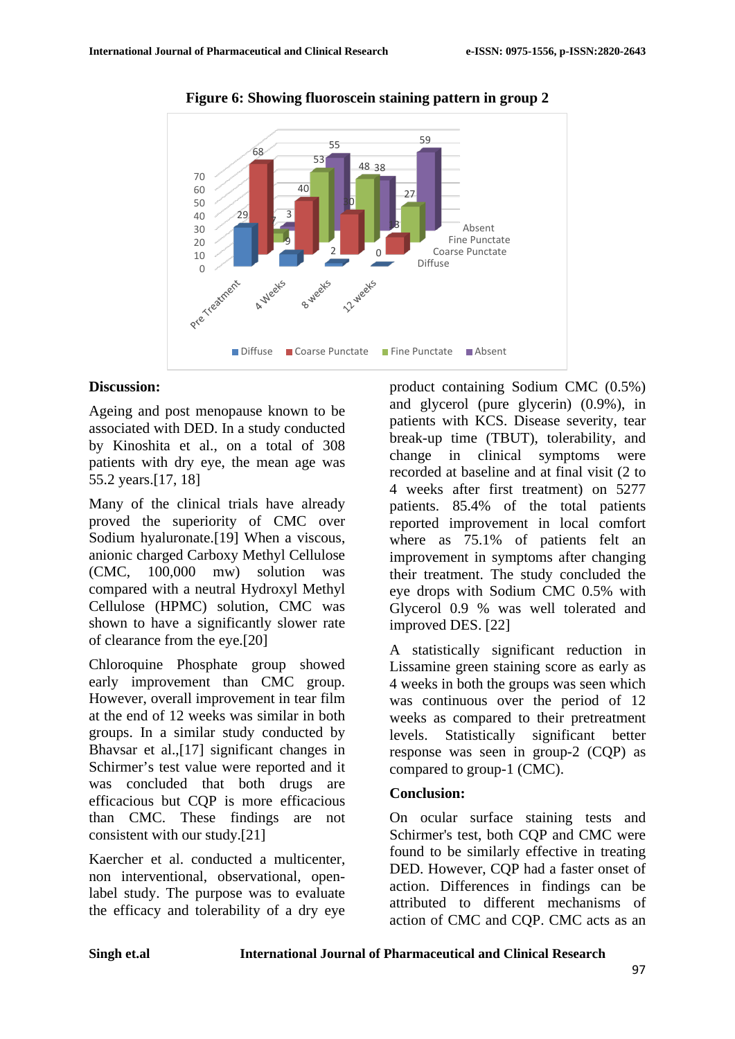**Figure 6: Showing fluoroscein staining pattern in group 2**

## Discussion:

Ageing and post menopause known to be associated with DED. In a study conducted by Kinoshita et al., on a total of 308 patients with dry eye, the mean age was 55.2 years.[17, 18]

Many of the clinical trials have already proved the superiority of CMC over Sodium hyaluronate.[19] When a viscous, anionic charged Carboxy Methyl Cellulose (CMC, 100,000 mw) solution was compared with a neutral Hydroxyl Methyl Cellulose (HPMC) solution, CMC was shown to have a significantly slower rate of clearance from the eye.[20]

Chloroquine Phosphate group showed early improvement than CMC group. However, overall improvement in tear film at the end of 12 weeks was similar in both groups. In a similar study conducted by Bhavsar et al.,[17] significant changes in Schirmer's test value were reported and it was concluded that both drugs are efficacious but CQP is more efficacious than CMC. These findings are not consistent with our study.[21]

Kaercher et al. conducted a multicenter, non interventional, observational, open-label study. The purpose was to evaluate the efficacy and tolerability of a dry eye product containing Sodium CMC (0.5%) and glycerol (pure glycerin) (0.9%), in patients with KCS. Disease severity, tear break-up time (TBUT), tolerability, and change in clinical symptoms were recorded at baseline and at final visit (2 to 4 weeks after first treatment) on 5277 patients. 85.4% of the total patients reported improvement in local comfort where as 75.1% of patients felt an improvement in symptoms after changing their treatment. The study concluded the eye drops with Sodium CMC 0.5% with Glycerol 0.9 % was well tolerated and improved DES. [22]

A statistically significant reduction in Lissamine green staining score as early as 4 weeks in both the groups was seen which was continuous over the period of 12 weeks as compared to their pretreatment levels. Statistically significant better response was seen in group-2 (CQP) as compared to group-1 (CMC).

## Conclusion:

On ocular surface staining tests and Schirmer's test, both CQP and CMC were found to be similarly effective in treating DED. However, CQP had a faster onset of action. Differences in findings can be attributed to different mechanisms of action of CMC and CQP. CMC acts as an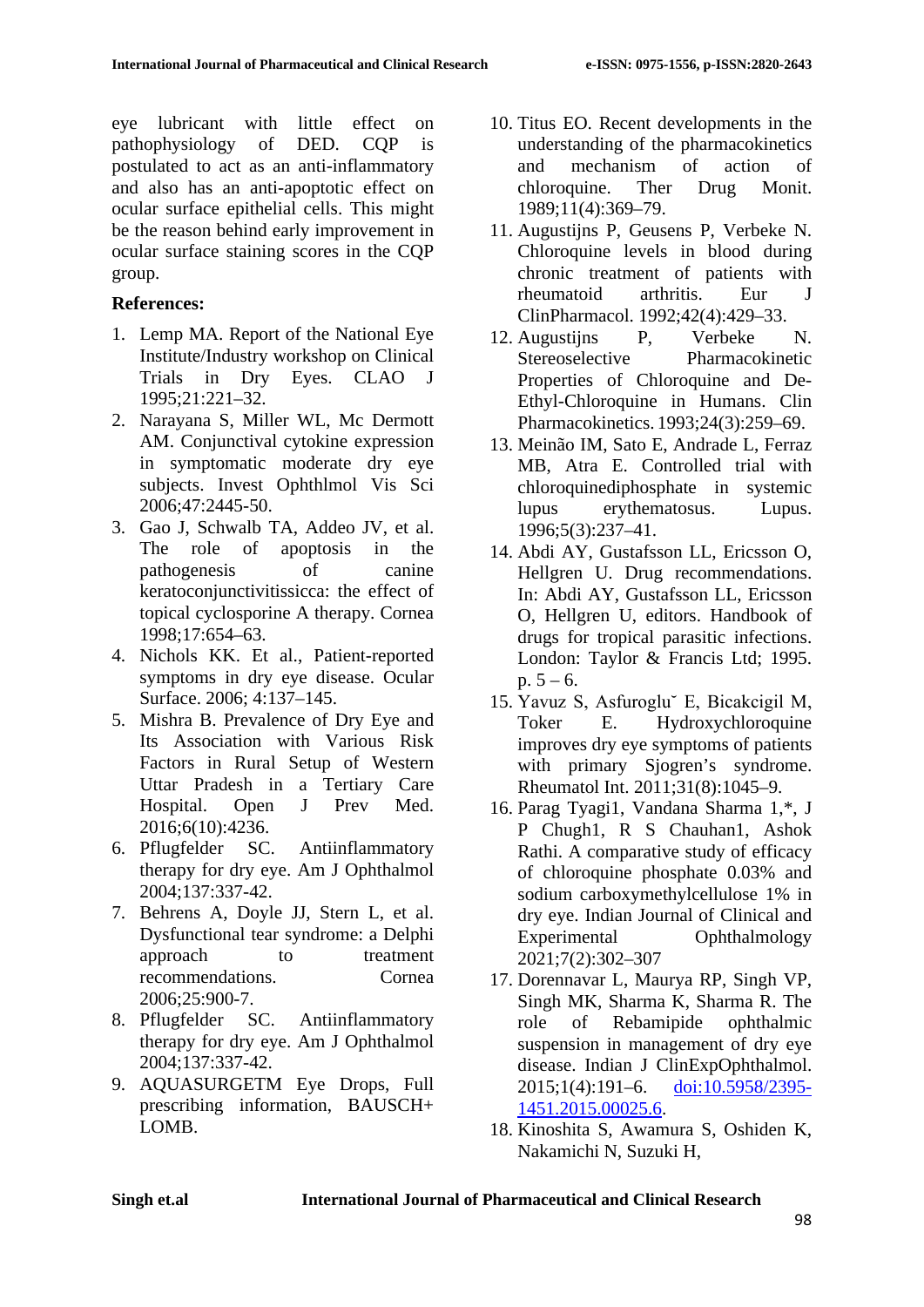eye lubricant with little effect on pathophysiology of DED. CQP is postulated to act as an anti-inflammatory and also has an anti-apoptotic effect on ocular surface epithelial cells. This might be the reason behind early improvement in ocular surface staining scores in the CQP group.

**References:**

1. Lemp MA. Report of the National Eye Institute/Industry workshop on Clinical Trials in Dry Eyes. CLAO J 1995;21:221–32.
2. Narayana S, Miller WL, Mc Dermott AM. Conjunctival cytokine expression in symptomatic moderate dry eye subjects. Invest Ophthlmol Vis Sci 2006;47:2445-50.
3. Gao J, Schwalb TA, Addeo JV, et al. The role of apoptosis in the pathogenesis of canine keratoconjunctivitissicca: the effect of topical cyclosporine A therapy. Cornea 1998;17:654–63.
4. Nichols KK. Et al., Patient-reported symptoms in dry eye disease. Ocular Surface. 2006; 4:137–145.
5. Mishra B. Prevalence of Dry Eye and Its Association with Various Risk Factors in Rural Setup of Western Uttar Pradesh in a Tertiary Care Hospital. Open J Prev Med. 2016;6(10):4236.
6. Pflugfelder SC. Antiinflammatory therapy for dry eye. Am J Ophthalmol 2004;137:337-42.
7. Behrens A, Doyle JJ, Stern L, et al. Dysfunctional tear syndrome: a Delphi approach to treatment recommendations. Cornea 2006;25:900-7.
8. Pflugfelder SC. Antiinflammatory therapy for dry eye. Am J Ophthalmol 2004;137:337-42.
9. AQUASURGETM Eye Drops, Full prescribing information, BAUSCH+ LOMB.
10. Titus EO. Recent developments in the understanding of the pharmacokinetics and mechanism of action of chloroquine. Ther Drug Monit. 1989;11(4):369–79.
11. Augustijns P, Geusens P, Verbeke N. Chloroquine levels in blood during chronic treatment of patients with rheumatoid arthritis. Eur J ClinPharmacol. 1992;42(4):429–33.
12. Augustijns P, Verbeke N. Stereoselective Pharmacokinetic Properties of Chloroquine and De-Ethyl-Chloroquine in Humans. Clin Pharmacokinetics. 1993;24(3):259–69.
13. Meinão IM, Sato E, Andrade L, Ferraz MB, Atra E. Controlled trial with chloroquinediphosphate in systemic lupus erythematosus. Lupus. 1996;5(3):237–41.
14. Abdi AY, Gustafsson LL, Ericsson O, Hellgren U. Drug recommendations. In: Abdi AY, Gustafsson LL, Ericsson O, Hellgren U, editors. Handbook of drugs for tropical parasitic infections. London: Taylor & Francis Ltd; 1995. p. 5 – 6.
15. Yavuz S, Asfuroglu˘ E, Bicakcigil M, Toker E. Hydroxychloroquine improves dry eye symptoms of patients with primary Sjogren's syndrome. Rheumatol Int. 2011;31(8):1045–9.
16. Parag Tyagi1, Vandana Sharma 1,*, J P Chugh1, R S Chauhan1, Ashok Rathi. A comparative study of efficacy of chloroquine phosphate 0.03% and sodium carboxymethylcellulose 1% in dry eye. Indian Journal of Clinical and Experimental Ophthalmology 2021;7(2):302–307
17. Dorennavar L, Maurya RP, Singh VP, Singh MK, Sharma K, Sharma R. The role of Rebamipide ophthalmic suspension in management of dry eye disease. Indian J ClinExpOphthalmol. 2015;1(4):191–6. doi:10.5958/2395-1451.2015.00025.6.
18. Kinoshita S, Awamura S, Oshiden K, Nakamichi N, Suzuki H,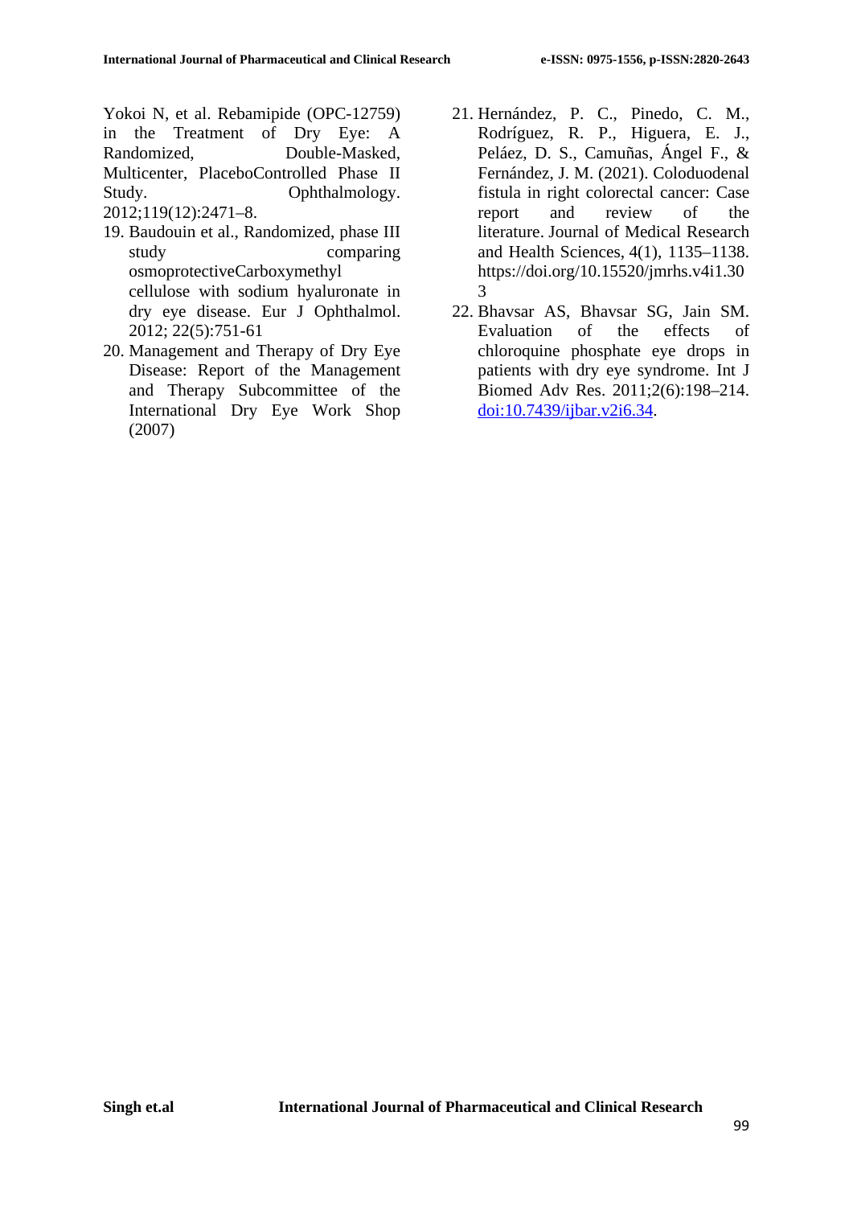Yokoi N, et al. Rebamipide (OPC-12759) in the Treatment of Dry Eye: A Randomized, Double-Masked, Multicenter, PlaceboControlled Phase II Study. Ophthalmology. 2012;119(12):2471–8.

19. Baudouin et al., Randomized, phase III study comparing osmoprotectiveCarboxymethyl cellulose with sodium hyaluronate in dry eye disease. Eur J Ophthalmol. 2012; 22(5):751-61
20. Management and Therapy of Dry Eye Disease: Report of the Management and Therapy Subcommittee of the International Dry Eye Work Shop (2007)
21. Hernández, P. C., Pinedo, C. M., Rodríguez, R. P., Higuera, E. J., Peláez, D. S., Camuñas, Ángel F., & Fernández, J. M. (2021). Coloduodenal fistula in right colorectal cancer: Case report and review of the literature. Journal of Medical Research and Health Sciences, 4(1), 1135–1138. https://doi.org/10.15520/jmrhs.v4i1.303
22. Bhavsar AS, Bhavsar SG, Jain SM. Evaluation of the effects of chloroquine phosphate eye drops in patients with dry eye syndrome. Int J Biomed Adv Res. 2011;2(6):198–214. doi:10.7439/ijbar.v2i6.34.